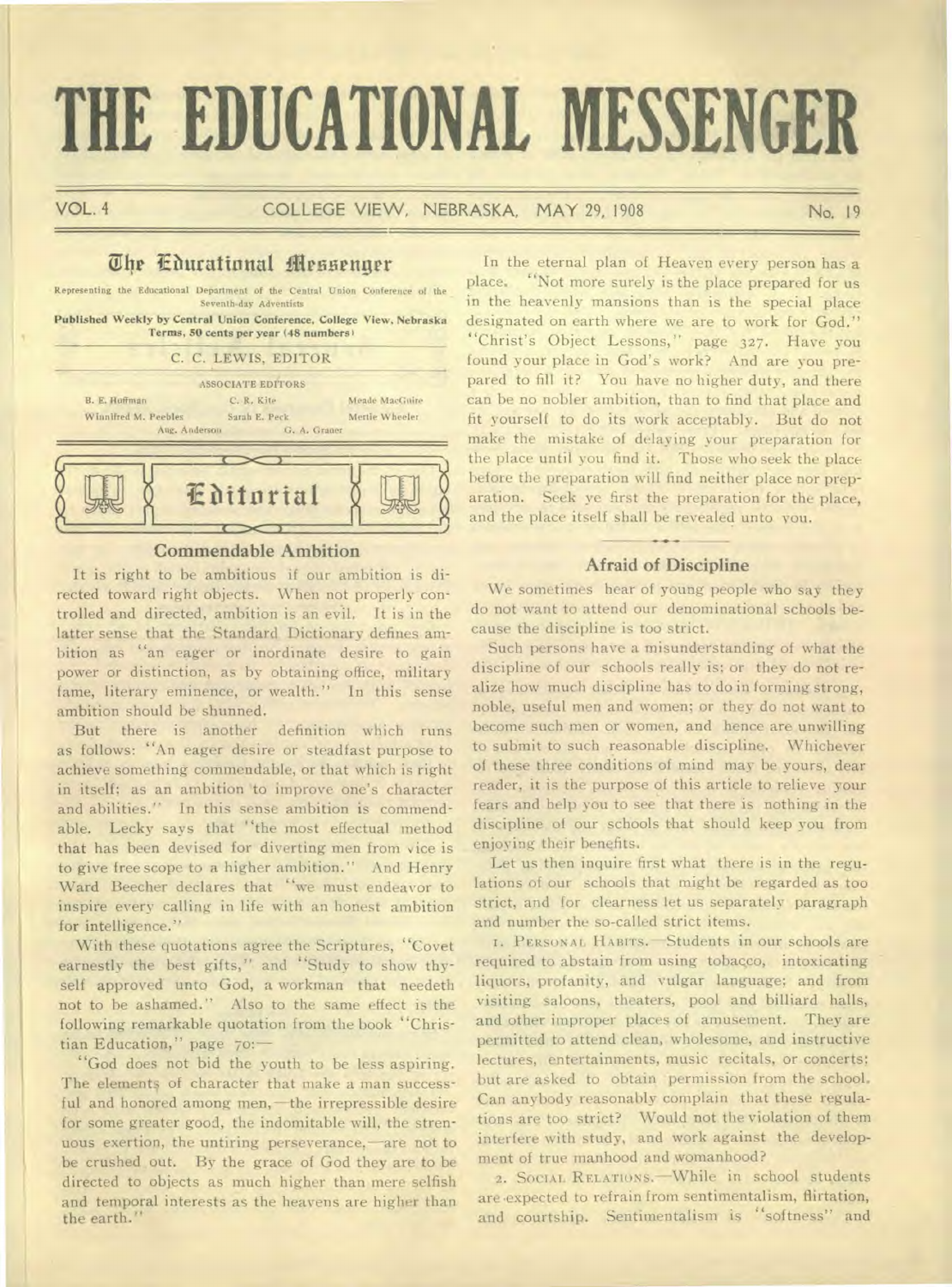# THE EDUCATIONAL MESSENGER

VOL. 4 — COLLEGE VIEW, NEBRASKA, MAY 29, 1908 — No. 19

## The Educational Messenger

Representing the Educational Department of the Central Union Conference of the Seventh-day Adventists

**Published Weekly by Central Union Conference, College View, Nebraska**
**Terms, 50 cents per year (48 numbers)**

C. C. LEWIS, EDITOR

ASSOCIATE EDITORS

B. E. Huffman — C. R. Kite — Meade MacGuire
Winnifred M. Peebles — Sarah E. Peck — Mertie Wheeler
Aug. Anderson — G. A. Grauer

## Editorial

### Commendable Ambition

It is right to be ambitious if our ambition is directed toward right objects. When not properly controlled and directed, ambition is an evil. It is in the latter sense that the Standard Dictionary defines ambition as "an eager or inordinate desire to gain power or distinction, as by obtaining office, military fame, literary eminence, or wealth." In this sense ambition should be shunned.

But there is another definition which runs as follows: "An eager desire or steadfast purpose to achieve something commendable, or that which is right in itself; as an ambition to improve one's character and abilities." In this sense ambition is commendable. Lecky says that "the most effectual method that has been devised for diverting men from vice is to give free scope to a higher ambition." And Henry Ward Beecher declares that "we must endeavor to inspire every calling in life with an honest ambition for intelligence."

With these quotations agree the Scriptures, "Covet earnestly the best gifts," and "Study to show thyself approved unto God, a workman that needeth not to be ashamed." Also to the same effect is the following remarkable quotation from the book "Christian Education," page 70:—

"God does not bid the youth to be less aspiring. The elements of character that make a man successful and honored among men,—the irrepressible desire for some greater good, the indomitable will, the strenuous exertion, the untiring perseverance,—are not to be crushed out. By the grace of God they are to be directed to objects as much higher than mere selfish and temporal interests as the heavens are higher than the earth."

In the eternal plan of Heaven every person has a place. "Not more surely is the place prepared for us in the heavenly mansions than is the special place designated on earth where we are to work for God." "Christ's Object Lessons," page 327. Have you found your place in God's work? And are you prepared to fill it? You have no higher duty, and there can be no nobler ambition, than to find that place and fit yourself to do its work acceptably. But do not make the mistake of delaying your preparation for the place until you find it. Those who seek the place before the preparation will find neither place nor preparation. Seek ye first the preparation for the place, and the place itself shall be revealed unto you.

### Afraid of Discipline

We sometimes hear of young people who say they do not want to attend our denominational schools because the discipline is too strict.

Such persons have a misunderstanding of what the discipline of our schools really is; or they do not realize how much discipline has to do in forming strong, noble, useful men and women; or they do not want to become such men or women, and hence are unwilling to submit to such reasonable discipline. Whichever of these three conditions of mind may be yours, dear reader, it is the purpose of this article to relieve your fears and help you to see that there is nothing in the discipline of our schools that should keep you from enjoying their benefits.

Let us then inquire first what there is in the regulations of our schools that might be regarded as too strict, and for clearness let us separately paragraph and number the so-called strict items.

1. PERSONAL HABITS.—Students in our schools are required to abstain from using tobacco, intoxicating liquors, profanity, and vulgar language; and from visiting saloons, theaters, pool and billiard halls, and other improper places of amusement. They are permitted to attend clean, wholesome, and instructive lectures, entertainments, music recitals, or concerts; but are asked to obtain permission from the school. Can anybody reasonably complain that these regulations are too strict? Would not the violation of them interfere with study, and work against the development of true manhood and womanhood?

2. SOCIAL RELATIONS.—While in school students are expected to refrain from sentimentalism, flirtation, and courtship. Sentimentalism is "softness" and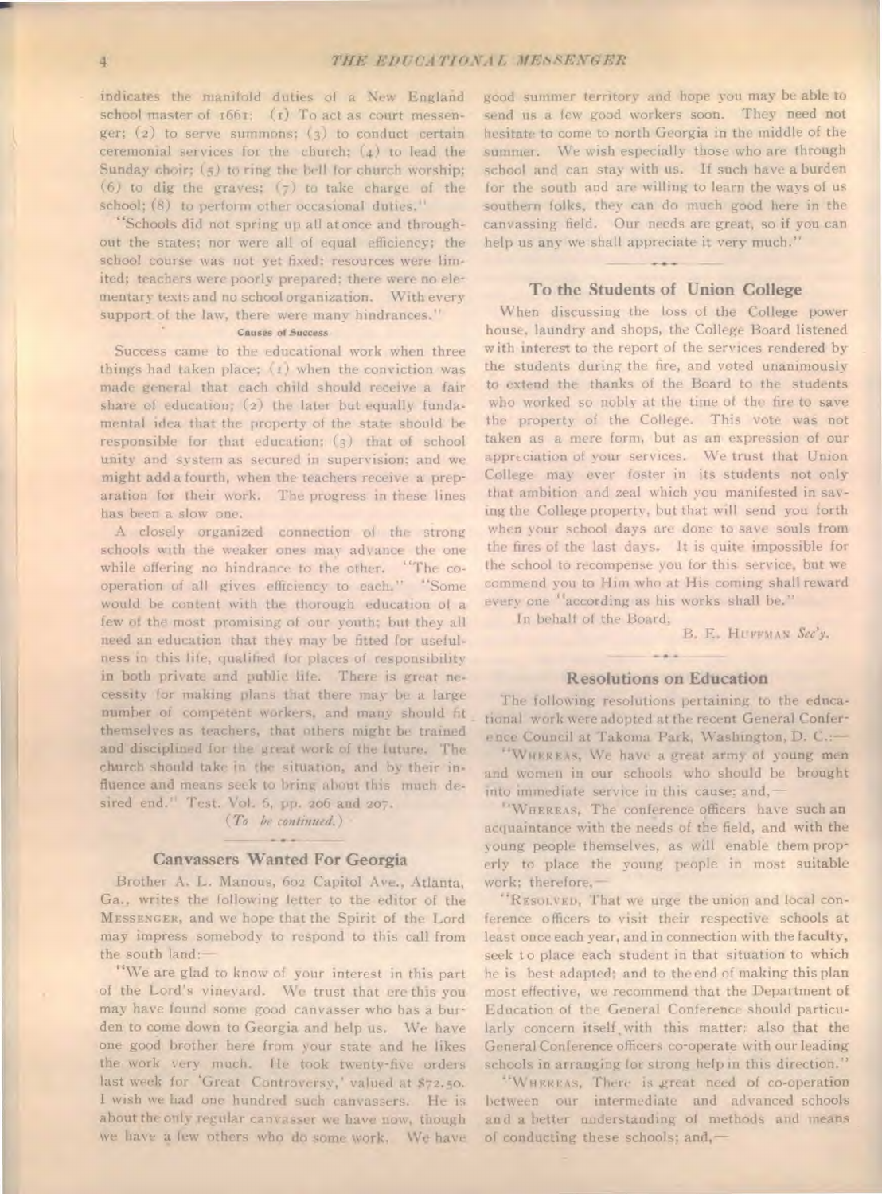indicates the manifold duties of a New England school master of 1661: (1) To act as court messenger; (2) to serve summons; (3) to conduct certain ceremonial services for the church; (4) to lead the Sunday choir; (5) to ring the bell for church worship; (6) to dig the graves; (7) to take charge of the school; (8) to perform other occasional duties."

"Schools did not spring up all at once and throughout the states; nor were all of equal efficiency; the school course was not yet fixed; resources were limited; teachers were poorly prepared; there were no elementary texts and no school organization. With every support of the law, there were many hindrances."

#### Causes of Success

Success came to the educational work when three things had taken place; (1) when the conviction was made general that each child should receive a fair share of education; (2) the later but equally fundamental idea that the property of the state should be responsible for that education; (3) that of school unity and system as secured in supervision; and we might add a fourth, when the teachers receive a preparation for their work. The progress in these lines has been a slow one.

A closely organized connection of the strong schools with the weaker ones may advance the one while offering no hindrance to the other. "The co-operation of all gives efficiency to each." "Some would be content with the thorough education of a few of the most promising of our youth; but they all need an education that they may be fitted for usefulness in this life, qualified for places of responsibility in both private and public life. There is great necessity for making plans that there may be a large number of competent workers, and many should fit themselves as teachers, that others might be trained and disciplined for the great work of the future. The church should take in the situation, and by their influence and means seek to bring about this much desired end." Test. Vol. 6, pp. 206 and 207.

*(To be continued.)*

## Canvassers Wanted For Georgia

Brother A. L. Manous, 602 Capitol Ave., Atlanta, Ga., writes the following letter to the editor of the MESSENGER, and we hope that the Spirit of the Lord may impress somebody to respond to this call from the south land:—

"We are glad to know of your interest in this part of the Lord's vineyard. We trust that ere this you may have found some good canvasser who has a burden to come down to Georgia and help us. We have one good brother here from your state and he likes the work very much. He took twenty-five orders last week for 'Great Controversy,' valued at $72.50. I wish we had one hundred such canvassers. He is about the only regular canvasser we have now, though we have a few others who do some work. We have good summer territory and hope you may be able to send us a few good workers soon. They need not hesitate to come to north Georgia in the middle of the summer. We wish especially those who are through school and can stay with us. If such have a burden for the south and are willing to learn the ways of us southern folks, they can do much good here in the canvassing field. Our needs are great, so if you can help us any we shall appreciate it very much."

## To the Students of Union College

When discussing the loss of the College power house, laundry and shops, the College Board listened with interest to the report of the services rendered by the students during the fire, and voted unanimously to extend the thanks of the Board to the students who worked so nobly at the time of the fire to save the property of the College. This vote was not taken as a mere form, but as an expression of our appreciation of your services. We trust that Union College may ever foster in its students not only that ambition and zeal which you manifested in saving the College property, but that will send you forth when your school days are done to save souls from the fires of the last days. It is quite impossible for the school to recompense you for this service, but we commend you to Him who at His coming shall reward every one "according as his works shall be."

In behalf of the Board,

B. E. HUFFMAN *Sec'y.*

## Resolutions on Education

The following resolutions pertaining to the educational work were adopted at the recent General Conference Council at Takoma Park, Washington, D. C.:—

"WHEREAS, We have a great army of young men and women in our schools who should be brought into immediate service in this cause; and,—

"WHEREAS, The conference officers have such an acquaintance with the needs of the field, and with the young people themselves, as will enable them properly to place the young people in most suitable work; therefore,—

"RESOLVED, That we urge the union and local conference officers to visit their respective schools at least once each year, and in connection with the faculty, seek to place each student in that situation to which he is best adapted; and to the end of making this plan most effective, we recommend that the Department of Education of the General Conference should particularly concern itself with this matter; also that the General Conference officers co-operate with our leading schools in arranging for strong help in this direction."

"WHEREAS, There is great need of co-operation between our intermediate and advanced schools and a better understanding of methods and means of conducting these schools; and,—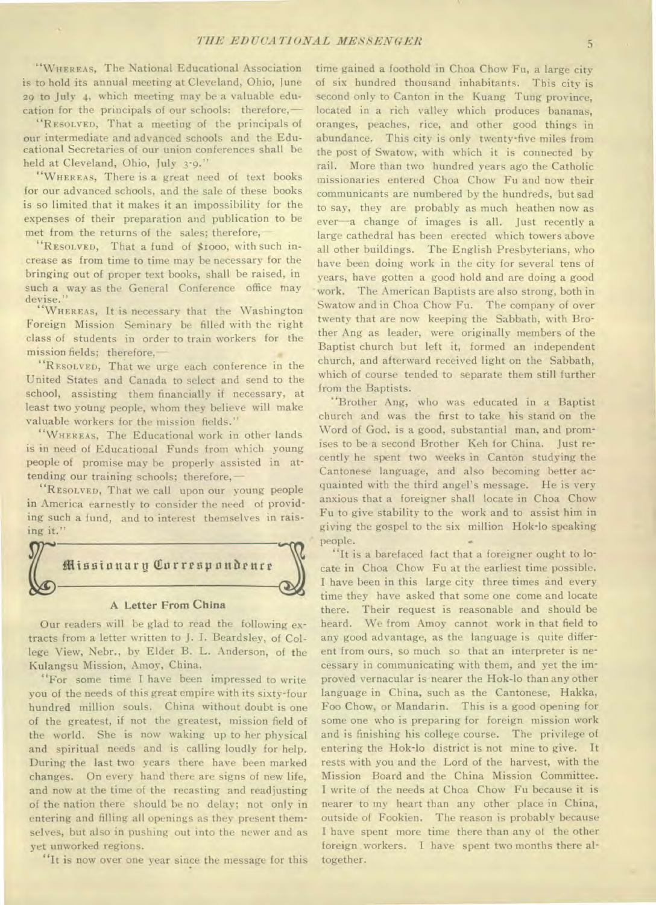"WHEREAS, The National Educational Association is to hold its annual meeting at Cleveland, Ohio, June 29 to July 4, which meeting may be a valuable education for the principals of our schools: therefore,—

"RESOLVED, That a meeting of the principals of our intermediate and advanced schools and the Educational Secretaries of our union conferences shall be held at Cleveland, Ohio, July 3-9."

"WHEREAS, There is a great need of text books for our advanced schools, and the sale of these books is so limited that it makes it an impossibility for the expenses of their preparation and publication to be met from the returns of the sales; therefore,—

"RESOLVED, That a fund of $1000, with such increase as from time to time may be necessary for the bringing out of proper text books, shall be raised, in such a way as the General Conference office may devise."

"WHEREAS, It is necessary that the Washington Foreign Mission Seminary be filled with the right class of students in order to train workers for the mission fields; therefore,—

"RESOLVED, That we urge each conference in the United States and Canada to select and send to the school, assisting them financially if necessary, at least two young people, whom they believe will make valuable workers for the mission fields."

"WHEREAS, The Educational work in other lands is in need of Educational Funds from which young people of promise may be properly assisted in attending our training schools; therefore,—

"RESOLVED, That we call upon our young people in America earnestly to consider the need of providing such a fund, and to interest themselves in raising it."

## Missionary Correspondence

### A Letter From China

Our readers will be glad to read the following extracts from a letter written to J. I. Beardsley, of College View, Nebr., by Elder B. L. Anderson, of the Kulangsu Mission, Amoy, China.

"For some time I have been impressed to write you of the needs of this great empire with its sixty-four hundred million souls. China without doubt is one of the greatest, if not the greatest, mission field of the world. She is now waking up to her physical and spiritual needs and is calling loudly for help. During the last two years there have been marked changes. On every hand there are signs of new life, and now at the time of the recasting and readjusting of the nation there should be no delay; not only in entering and filling all openings as they present themselves, but also in pushing out into the newer and as yet unworked regions.

"It is now over one year since the message for this time gained a foothold in Choa Chow Fu, a large city of six hundred thousand inhabitants. This city is second only to Canton in the Kuang Tung province, located in a rich valley which produces bananas, oranges, peaches, rice, and other good things in abundance. This city is only twenty-five miles from the post of Swatow, with which it is connected by rail. More than two hundred years ago the Catholic missionaries entered Choa Chow Fu and now their communicants are numbered by the hundreds, but sad to say, they are probably as much heathen now as ever—a change of images is all. Just recently a large cathedral has been erected which towers above all other buildings. The English Presbyterians, who have been doing work in the city for several tens of years, have gotten a good hold and are doing a good work. The American Baptists are also strong, both in Swatow and in Choa Chow Fu. The company of over twenty that are now keeping the Sabbath, with Brother Ang as leader, were originally members of the Baptist church but left it, formed an independent church, and afterward received light on the Sabbath, which of course tended to separate them still further from the Baptists.

"Brother Ang, who was educated in a Baptist church and was the first to take his stand on the Word of God, is a good, substantial man, and promises to be a second Brother Keh for China. Just recently he spent two weeks in Canton studying the Cantonese language, and also becoming better acquainted with the third angel's message. He is very anxious that a foreigner shall locate in Choa Chow Fu to give stability to the work and to assist him in giving the gospel to the six million Hok-lo speaking people.

"It is a barefaced fact that a foreigner ought to locate in Choa Chow Fu at the earliest time possible. I have been in this large city three times and every time they have asked that some one come and locate there. Their request is reasonable and should be heard. We from Amoy cannot work in that field to any good advantage, as the language is quite different from ours, so much so that an interpreter is necessary in communicating with them, and yet the improved vernacular is nearer the Hok-lo than any other language in China, such as the Cantonese, Hakka, Foo Chow, or Mandarin. This is a good opening for some one who is preparing for foreign mission work and is finishing his college course. The privilege of entering the Hok-lo district is not mine to give. It rests with you and the Lord of the harvest, with the Mission Board and the China Mission Committee. I write of the needs at Choa Chow Fu because it is nearer to my heart than any other place in China, outside of Fookien. The reason is probably because I have spent more time there than any of the other foreign workers. I have spent two months there altogether.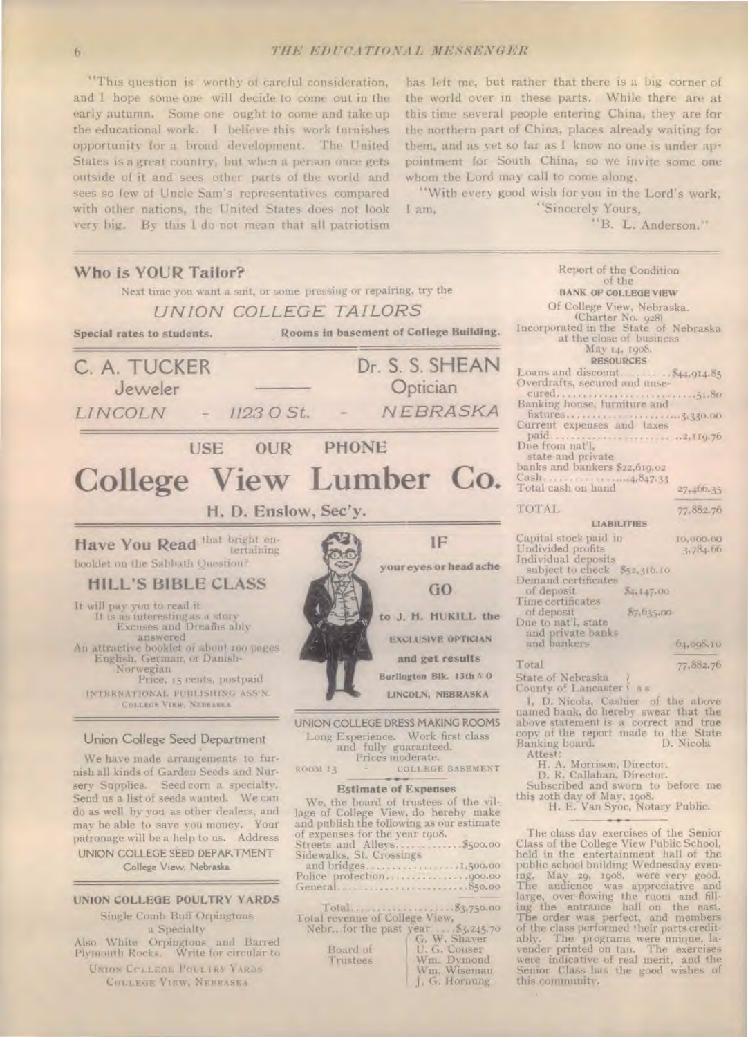"This question is worthy of careful consideration, and I hope some one will decide to come out in the early autumn. Some one ought to come and take up the educational work. I believe this work furnishes opportunity for a broad development. The United States is a great country, but when a person once gets outside of it and sees other parts of the world and sees so few of Uncle Sam's representatives compared with other nations, the United States does not look very big. By this I do not mean that all patriotism has left me, but rather that there is a big corner of the world over in these parts. While there are at this time several people entering China, they are for the northern part of China, places already waiting for them, and as yet so far as I know no one is under appointment for South China, so we invite some one whom the Lord may call to come along.

"With every good wish for you in the Lord's work, I am,

"Sincerely Yours,

"B. L. Anderson."

---

## Who is YOUR Tailor?

Next time you want a suit, or some pressing or repairing, try the

*UNION COLLEGE TAILORS*

**Special rates to students.** **Rooms in basement of College Building.**

---

C. A. TUCKER, Jeweler — Dr. S. S. SHEAN, Optician

*LINCOLN - 1123 O St. - NEBRASKA*

---

USE OUR PHONE

# College View Lumber Co.

H. D. Enslow, Sec'y.

---

**Have You Read** that bright entertaining booklet on the Sabbath Question?

## HILL'S BIBLE CLASS

It will pay you to read it
It is as interesting as a story
Excuses and Dreams ably answered
An attractive booklet of about 100 pages
English, German, or Danish-Norwegian
Price, 15 cents, postpaid

INTERNATIONAL PUBLISHING ASS'N.
COLLEGE VIEW, NEBRASKA

---

IF your eyes or head ache GO to J. H. HUKILL the EXCLUSIVE OPTICIAN and get results

Burlington Blk. 13th & O
LINCOLN, NEBRASKA

---

### Union College Seed Department

We have made arrangements to furnish all kinds of Garden Seeds and Nursery Supplies. Seed corn a specialty. Send us a list of seeds wanted. We can do as well by you as other dealers, and may be able to save you money. Your patronage will be a help to us. Address

UNION COLLEGE SEED DEPARTMENT
College View, Nebraska

---

### UNION COLLEGE POULTRY YARDS

Single Comb Buff Orpingtons a Specialty

Also White Orpingtons and Barred Plymouth Rocks. Write for circular to

UNION COLLEGE POULTRY YARDS
COLLEGE VIEW, NEBRASKA

---

### UNION COLLEGE DRESS MAKING ROOMS

Long Experience. Work first class and fully guaranteed.
Prices moderate.

ROOM 13 - COLLEGE BASEMENT

---

### Estimate of Expenses

We, the board of trustees of the village of College View, do hereby make and publish the following as our estimate of expenses for the year 1908.

| | |
|---|---|
| Streets and Alleys | $500.00 |
| Sidewalks, St. Crossings and bridges | 1,500.00 |
| Police protection | 900.00 |
| General | 850.00 |
| Total | $3,750.00 |

Total revenue of College View, Nebr., for the past year ..... $3,245.70

Board of Trustees: G. W. Shaver, U. G. Couser, Wm. Dymond, Wm. Wiseman, J. G. Hornung

---

Report of the Condition of the
**BANK OF COLLEGE VIEW**
Of College View, Nebraska.
(Charter No. 928)
Incorporated in the State of Nebraska at the close of business May 14, 1908.

**RESOURCES**

| | | |
|---|---|---|
| Loans and discount | | $44,914.85 |
| Overdrafts, secured and unsecured | | 51.80 |
| Banking house, furniture and fixtures | | 3,330.00 |
| Current expenses and taxes paid | | 2,119.76 |
| Due from nat'l, state and private banks and bankers | $22,619.02 | |
| Cash | 4,847.33 | |
| Total cash on hand | | 27,466.35 |
| TOTAL | | 77,882.76 |

**LIABILITIES**

| | | |
|---|---|---|
| Capital stock paid in | | 10,000.00 |
| Undivided profits | | 3,784.66 |
| Individual deposits subject to check | $52,316.10 | |
| Demand certificates of deposit | $4,147.00 | |
| Time certificates of deposit | $7,635.00 | |
| Due to nat'l, state and private banks and bankers | | 64,098.10 |
| Total | | 77,882.76 |

State of Nebraska } s s
County of Lancaster }

I, D. Nicola, Cashier of the above named bank, do hereby swear that the above statement is a correct and true copy of the report made to the State Banking board. D. Nicola

Attest:
H. A. Morrison, Director.
D. R. Callahan, Director.

Subscribed and sworn to before me this 20th day of May, 1908.
H. E. Van Syoc, Notary Public.

---

The class day exercises of the Senior Class of the College View Public School, held in the entertainment hall of the public school building Wednesday evening, May 29, 1908, were very good. The audience was appreciative and large, over-flowing the room and filling the entrance hall on the east. The order was perfect, and members of the class performed their parts creditably. The programs were unique, lavender printed on tan. The exercises were indicative of real merit, and the Senior Class has the good wishes of this community.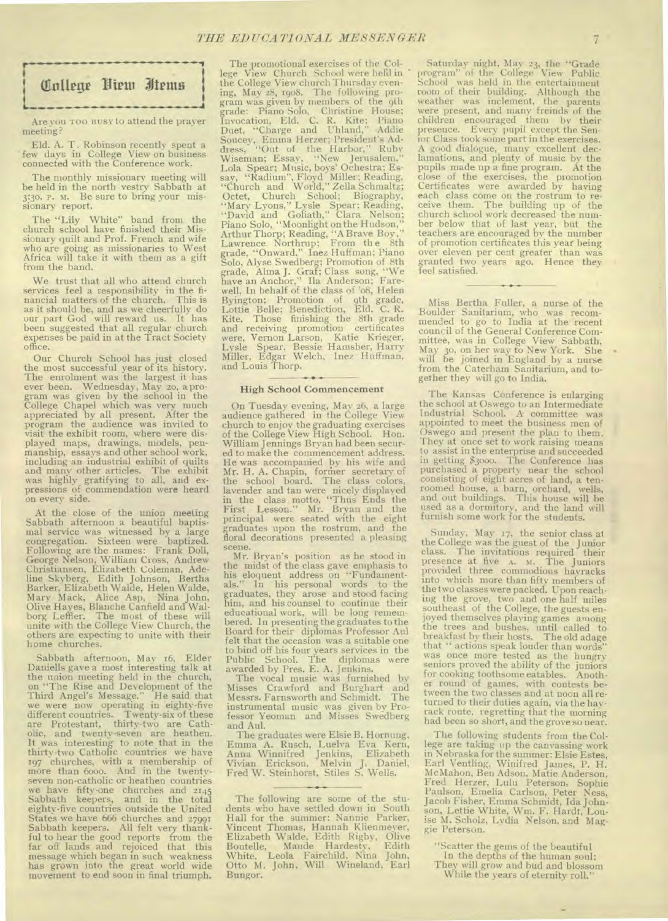## College View Items

Are you TOO BUSY to attend the prayer meeting?

Eld. A. T. Robinson recently spent a few days in College View on business connected with the Conference work.

The monthly missionary meeting will be held in the north vestry Sabbath at 3:30. P. M. Be sure to bring your missionary report.

The "Lily White" band from the church school have finished their Missionary quilt and Prof. French and wife who are going as missionaries to West Africa will take it with them as a gift from the band.

We trust that all who attend church services feel a responsibility in the financial matters of the church. This is as it should be, and as we cheerfully do our part God will reward us. It has been suggested that all regular church expenses be paid in at the Tract Society office.

Our Church School has just closed the most successful year of its history. The enrolment was the largest it has ever been. Wednesday, May 20, a program was given by the school in the College Chapel which was very much appreciated by all present. After the program the audience was invited to visit the exhibit room, where were displayed maps, drawings, models, penmanship, essays and other school work, including an industrial exhibit of quilts and many other articles. The exhibit was highly gratifying to all, and expressions of commendation were heard on every side.

At the close of the union meeting Sabbath afternoon a beautiful baptismal service was witnessed by a large congregation. Sixteen were baptized. Following are the names: Frank Doll, George Nelson, William Cross, Andrew Christiansen, Elizabeth Coleman, Adeline Skyberg, Edith Johnson, Bertha Barker, Elizabeth Walde, Helen Walde, Mary Mack, Alice Asp, Nina John, Olive Hayes, Blanche Canfield and Walborg Leffler. The most of these will unite with the College View Church, the others are expecting to unite with their home churches.

Sabbath afternoon, May 16, Elder Daniells gave a most interesting talk at the union meeting held in the church, on "The Rise and Development of the Third Angel's Message." He said that we were now operating in eighty-five different countries. Twenty-six of these are Protestant, thirty-two are Catholic, and twenty-seven are heathen. It was interesting to note that in the thirty-two Catholic countries we have 197 churches, with a membership of more than 6000. And in the twenty-seven non-catholic or heathen countries we have fifty-one churches and 2145 Sabbath keepers, and in the total eighty-five countries outside the United States we have 666 churches and 27991 Sabbath keepers. All felt very thankful to hear the good reports from the far off lands and rejoiced that this message which began in such weakness has grown into the great world wide movement to end soon in final triumph.

The promotional exercises of the College View Church School were held in the College View church Thursday evening, May 28, 1908. The following program was given by members of the 9th grade: Piano Solo, Christine House; Invocation, Eld. C. R. Kite; Piano Duet, "Charge and Uhland," Addie Soucey, Emma Herzer; President's Address, "Out of the Harbor," Ruby Wiseman; Essay, "New Jerusalem," Lola Spear; Music, boys' Ochestra; Essay, "Radium", Floyd Miller; Reading, "Church and World," Zella Schmaltz; Octet, Church School; Biography, "Mary Lyons," Lysle Spear; Reading, "David and Goliath," Clara Nelson; Piano Solo, "Moonlight on the Hudson," Arthur Thorp; Reading, "A Brave Boy," Lawrence Northrup; From the 8th grade, "Onward," Inez Huffman; Piano Solo, Alyse Swedberg; Promotion of 8th grade, Alma J. Graf; Class song, "We have an Anchor," Ila Anderson; Farewell, In behalf of the class of '08, Helen Byington; Promotion of 9th grade, Lottie Belle; Benediction, Eld. C. R. Kite. Those finishing the 8th grade and receiving promotion certificates were, Vernon Larson, Katie Krieger, Lysle Spear, Bessie Hamsher, Harry Miller, Edgar Welch, Inez Huffman, and Louis Thorp.

### High School Commencement

On Tuesday evening, May 26, a large audience gathered in the College View church to enjoy the graduating exercises of the College View High School. Hon. William Jennings Bryan had been secured to make the commencement address. He was accompanied by his wife and Mr. H. A. Chapin, former secretary of the school board. The class colors, lavender and tan were nicely displayed in the class motto, "Thus Ends the First Lesson." Mr. Bryan and the principal were seated with the eight graduates upon the rostrum, and the floral decorations presented a pleasing scene.

Mr. Bryan's position as he stood in the midst of the class gave emphasis to his eloquent address on "Fundamentals." In his personal words to the graduates, they arose and stood facing him, and his counsel to continue their educational work, will be long remembered. In presenting the graduates to the Board for their diplomas Professor Aul felt that the occasion was a suitable one to bind off his four years services in the Public School. The diplomas were awarded by Pres. E. A. Jenkins.

The vocal music was furnished by Misses Crawford and Burghart and Messrs. Farnsworth and Schmidt. The instrumental music was given by Professor Yeoman and Misses Swedberg and Aul.

The graduates were Elsie B. Hornung, Emma A. Rusch, Luelva Eva Kern, Anna Winnifred Jenkins, Elizabeth Vivian Erickson, Melvin J. Daniel, Fred W. Steinhorst, Stiles S. Wells.

The following are some of the students who have settled down in South Hall for the summer: Nannie Parker, Vincent Thomas, Hannah Klienmeyer, Elizabeth Walde, Edith Rigby, Olive Boutelle, Maude Hardesty, Edith White, Leola Fairchild, Nina John, Otto M. John, Will Wineland, Earl Bungor.

Saturday night, May 23, the "Grade program" of the College View Public School was held in the entertainment room of their building. Although the weather was inclement, the parents were present, and many freinds of the children encouraged them by their presence. Every pupil except the Senior Class took some part in the exercises. A good dialogue, many excellent declamations, and plenty of music by the pupils made up a fine program. At the close of the exercises, the promotion Certificates were awarded by having each class come on the rostrum to receive them. The building up of the church school work decreased the number below that of last year, but the teachers are encouraged by the number of promotion certificates this year being over eleven per cent greater than was granted two years ago. Hence they feel satisfied.

Miss Bertha Fuller, a nurse of the Boulder Sanitarium, who was recommended to go to India at the recent council of the General Conference Committee, was in College View Sabbath, May 30, on her way to New York. She will be joined in England by a nurse from the Caterham Sanitarium, and together they will go to India.

The Kansas Conference is enlarging the school at Oswego to an Intermediate Industrial School. A committee was appointed to meet the business men of Oswego and present the plan to them. They at once set to work raising means to assist in the enterprise and succeeded in getting $3000. The Conference has purchased a property near the school consisting of eight acres of land, a ten-roomed house, a barn, orchard, wells, and out buildings. This house will be used as a dormitory, and the land will furnish some work for the students.

Sunday, May 17, the senior class at the College was the guest of the Junior class. The invitations required their presence at five A. M. The Juniors provided three commodious hayracks into which more than fifty members of the two classes were packed. Upon reaching the grove, two and one half miles southeast of the College, the guests enjoyed themselves playing games among the trees and bushes, until called to breakfast by their hosts. The old adage that "actions speak louder than words" was once more tested as the hungry seniors proved the ability of the juniors for cooking toothsome eatables. Another round of games, with contests between the two classes and at noon all returned to their duties again, via the hayrack route, regretting that the morning had been so short, and the grove so near.

The following students from the College are taking up the canvassing work in Nebraska for the summer: Elsie Estes, Earl Ventling, Winifred James, P. H. McMahon, Ben Adson, Matie Anderson, Fred Herzer, Lulu Peterson, Sophie Paulson, Emelia Carlson, Peter Ness, Jacob Fisher, Emma Schmidt, Ida Johnson, Lettie White, Wm. F. Hardt, Louise M. Scholz, Lydia Nelson, and Maggie Peterson.

"Scatter the gems of the beautiful
In the depths of the human soul;
They will grow and bud and blossom
While the years of eternity roll."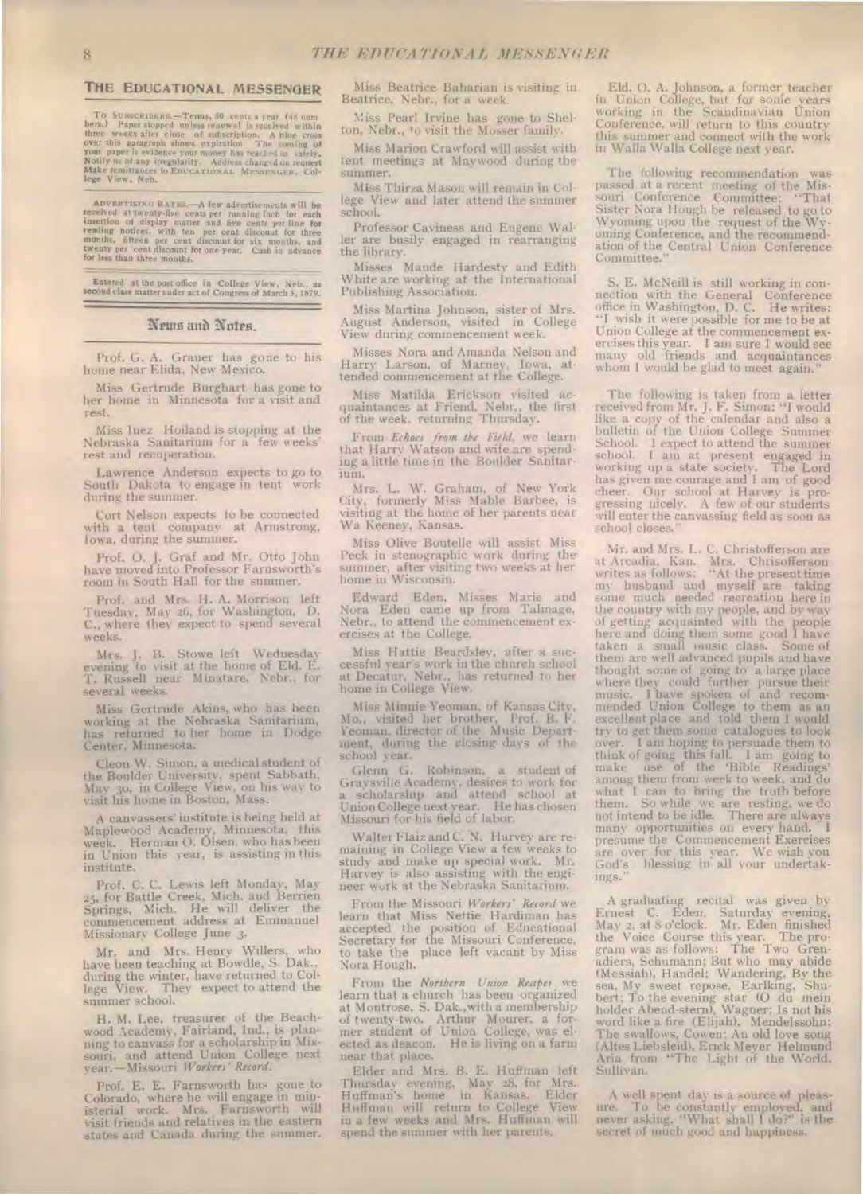## THE EDUCATIONAL MESSENGER

To Subscribers.—Terms, 50 cents a year (48 numbers.) Paper stopped unless renewal is received within three weeks after close of subscription. A blue cross over this paragraph shows expiration. The coming of your paper is evidence your money has reached us safely. Notify us of any irregularity. Address changed on request Make remittances to Educational Messenger, College View, Neb.

Advertising Rates.—A few advertisements will be received at twenty-five cents per running inch for each insertion of display matter and five cents per line for reading notices, with ten per cent discount for three months, fifteen per cent discount for six months, and twenty per cent discount for one year. Cash in advance for less than three months.

Entered at the post office in College View, Neb., as second class matter under act of Congress of March 3, 1879.

### News and Notes.

Prof. G. A. Grauer has gone to his home near Elida, New Mexico.

Miss Gertrude Burghart has gone to her home in Minnesota for a visit and rest.

Miss Inez Hoiland is stopping at the Nebraska Sanitarium for a few weeks' rest and recuperation.

Lawrence Anderson expects to go to South Dakota to engage in tent work during the summer.

Cort Nelson expects to be connected with a tent company at Armstrong, Iowa, during the summer.

Prof. O. J. Graf and Mr. Otto John have moved into Professor Farnsworth's room in South Hall for the summer.

Prof. and Mrs. H. A. Morrison left Tuesday, May 26, for Washington, D. C., where they expect to spend several weeks.

Mrs. J. B. Stowe left Wednesday evening to visit at the home of Eld. E. T. Russell near Minatare, Nebr., for several weeks.

Miss Gertrude Akins, who has been working at the Nebraska Sanitarium, has returned to her home in Dodge Center, Minnesota.

Cleon W. Simon, a medical student of the Boulder University, spent Sabbath, May 30, in College View, on his way to visit his home in Boston, Mass.

A canvassers' institute is being held at Maplewood Academy, Minnesota, this week. Herman O. Olsen, who has been in Union this year, is assisting in this institute.

Prof. C. C. Lewis left Monday, May 25, for Battle Creek, Mich. and Berrien Springs, Mich. He will deliver the commencement address at Emmanuel Missionary College June 3.

Mr. and Mrs. Henry Willers, who have been teaching at Bowdle, S. Dak., during the winter, have returned to College View. They expect to attend the summer school.

H. M. Lee, treasurer of the Beachwood Academy, Fairland, Ind., is planning to canvass for a scholarship in Missouri, and attend Union College next year.—Missouri *Workers' Record*.

Prof. E. E. Farnsworth has gone to Colorado, where he will engage in ministerial work. Mrs. Farnsworth will visit friends and relatives in the eastern states and Canada during the summer.

Miss Beatrice Baharian is visiting in Beatrice, Nebr., for a week.

Miss Pearl Irvine has gone to Shelton, Nebr., to visit the Mosser family.

Miss Marion Crawford will assist with tent meetings at Maywood during the summer.

Miss Thirza Mason will remain in College View and later attend the summer school.

Professor Caviness and Eugene Waller are busily engaged in rearranging the library.

Misses Maude Hardesty and Edith White are working at the International Publishing Association.

Miss Martina Johnson, sister of Mrs. August Anderson, visited in College View during commencement week.

Misses Nora and Amanda Nelson and Harry Larson, of Marney, Iowa, attended commencement at the College.

Miss Matilda Erickson visited acquaintances at Friend, Nebr., the first of the week, returning Thursday.

From *Echoes from the Field*, we learn that Harry Watson and wife are spending a little time in the Boulder Sanitarium.

Mrs. L. W. Graham, of New York City, formerly Miss Mable Barbee, is visiting at the home of her parents near Wa Keeney, Kansas.

Miss Olive Boutelle will assist Miss Peck in stenographic work during the summer, after visiting two weeks at her home in Wisconsin.

Edward Eden, Misses Marie and Nora Eden came up from Talmage, Nebr., to attend the commencement exercises at the College.

Miss Hattie Beardsley, after a successful year's work in the church school at Decatur, Nebr., has returned to her home in College View.

Miss Minnie Yeoman, of Kansas City, Mo., visited her brother, Prof. B. F. Yeoman, director of the Music Department, during the closing days of the school year.

Glenn G. Robinson, a student of Graysville Academy, desires to work for a scholarship and attend school at Union College next year. He has chosen Missouri for his field of labor.

Walter Flaiz and C. N. Harvey are remaining in College View a few weeks to study and make up special work. Mr. Harvey is also assisting with the engineer work at the Nebraska Sanitarium.

From the Missouri *Workers' Record* we learn that Miss Nettie Hardiman has accepted the position of Educational Secretary for the Missouri Conference, to take the place left vacant by Miss Nora Hough.

From the *Northern Union Reaper* we learn that a church has been organized at Montrose, S. Dak., with a membership of twenty-two. Arthur Mourer, a former student of Union College, was elected as deacon. He is living on a farm near that place.

Elder and Mrs. B. E. Huffman left Thursday evening, May 28, for Mrs. Huffman's home in Kansas. Elder Huffman will return to College View in a few weeks and Mrs. Huffman will spend the summer with her parents.

Eld. O. A. Johnson, a former teacher in Union College, but for some years working in the Scandinavian Union Conference, will return to this country this summer and connect with the work in Walla Walla College next year.

The following recommendation was passed at a recent meeting of the Missouri Conference Committee: "That Sister Nora Hough be released to go to Wyoming upon the request of the Wyoming Conference, and the recommendation of the Central Union Conference Committee."

S. E. McNeill is still working in connection with the General Conference office in Washington, D. C. He writes: "I wish it were possible for me to be at Union College at the commencement exercises this year. I am sure I would see many old friends and acquaintances whom I would be glad to meet again."

The following is taken from a letter received from Mr. J. F. Simon: "I would like a copy of the calendar and also a bulletin of the Union College Summer School. I expect to attend the summer school. I am at present engaged in working up a state society. The Lord has given me courage and I am of good cheer. Our school at Harvey is progressing nicely. A few of our students will enter the canvassing field as soon as school closes."

Mr. and Mrs. L. C. Christofferson are at Arcadia, Kan. Mrs. Chrisofferson writes as follows: "At the present time my husband and myself are taking some much needed recreation here in the country with my people, and by way of getting acquainted with the people here and doing them some good I have taken a small music class. Some of them are well advanced pupils and have thought some of going to a large place where they could further pursue their music. I have spoken of and recommended Union College to them as an excellent place and told them I would try to get them some catalogues to look over. I am hoping to persuade them to think of going this fall. I am going to make use of the 'Bible Readings' among them from week to week, and do what I can to bring the truth before them. So while we are resting, we do not intend to be idle. There are always many opportunities on every hand. I presume the Commencement Exercises are over for this year. We wish you God's blessing in all your undertakings."

A graduating recital was given by Ernest C. Eden, Saturday evening, May 2, at 8 o'clock. Mr. Eden finished the Voice Course this year. The program was as follows: The Two Grenadiers, Schumann; But who may abide (Messiah), Handel; Wandering, By the sea, My sweet repose, Earlking, Shubert; To the evening star (O du mein holder Abend-stern), Wagner; Is not his word like a fire (Elijah), Mendelssohn; The swallows, Cowen; An old love song (Altes Liebsleid), Erick Meyer Helmund Aria from "The Light of the World, Sullivan.

A well spent day is a source of pleasure. To be constantly employed, and never asking, "What shall I do?" is the secret of much good and happiness.